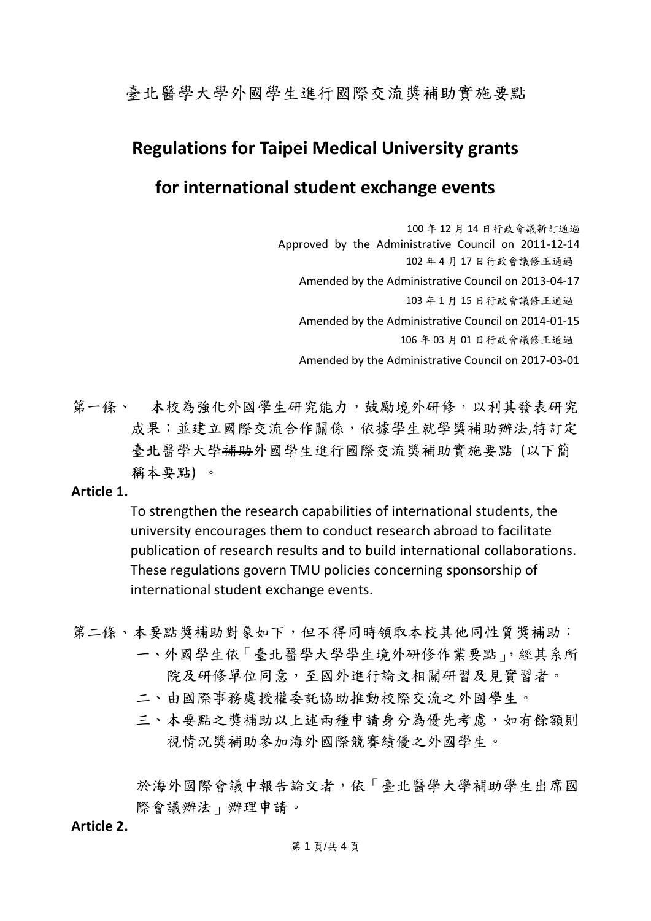# 臺北醫學大學外國學生進行國際交流獎補助實施要點

# Regulations for Taipei Medical University grants for international student exchange events

100 年 12 月 14 日行政會議新訂通過
Approved by the Administrative Council on 2011-12-14
102 年 4 月 17 日行政會議修正通過
Amended by the Administrative Council on 2013-04-17
103 年 1 月 15 日行政會議修正通過
Amended by the Administrative Council on 2014-01-15
106 年 03 月 01 日行政會議修正通過
Amended by the Administrative Council on 2017-03-01

第一條、 本校為強化外國學生研究能力，鼓勵境外研修，以利其發表研究成果；並建立國際交流合作關係，依據學生就學獎補助辦法,特訂定臺北醫學大學~~補助~~外國學生進行國際交流獎補助實施要點 (以下簡稱本要點) 。

**Article 1.**

To strengthen the research capabilities of international students, the university encourages them to conduct research abroad to facilitate publication of research results and to build international collaborations. These regulations govern TMU policies concerning sponsorship of international student exchange events.

第二條、本要點獎補助對象如下，但不得同時領取本校其他同性質獎補助：

一、外國學生依「臺北醫學大學學生境外研修作業要點」，經其系所院及研修單位同意，至國外進行論文相關研習及見實習者。

二、由國際事務處授權委託協助推動校際交流之外國學生。

三、本要點之獎補助以上述兩種申請身分為優先考慮，如有餘額則視情況獎補助參加海外國際競賽績優之外國學生。

於海外國際會議中報告論文者，依「臺北醫學大學補助學生出席國際會議辦法」辦理申請。

**Article 2.**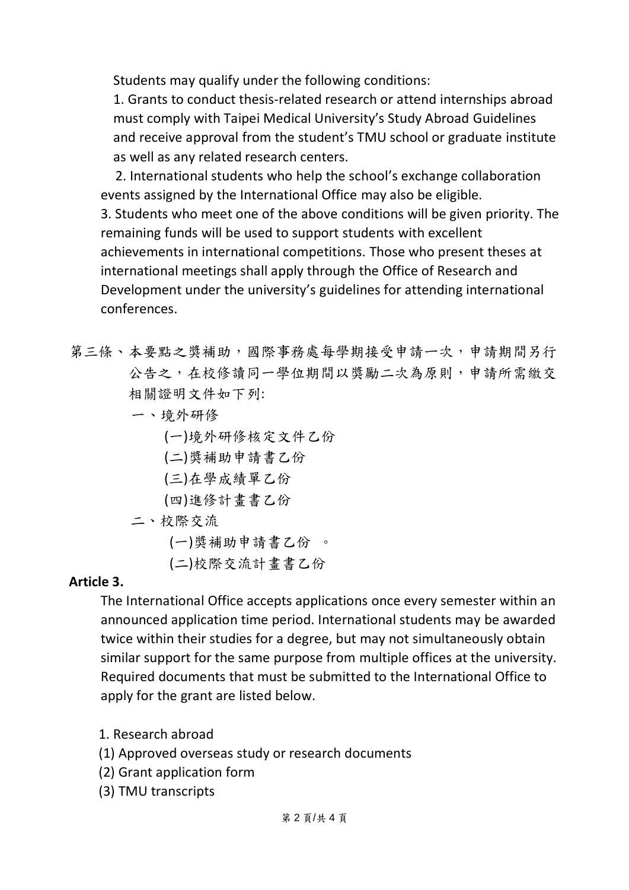Students may qualify under the following conditions:

1. Grants to conduct thesis-related research or attend internships abroad must comply with Taipei Medical University's Study Abroad Guidelines and receive approval from the student's TMU school or graduate institute as well as any related research centers.
2. International students who help the school's exchange collaboration events assigned by the International Office may also be eligible.
3. Students who meet one of the above conditions will be given priority. The remaining funds will be used to support students with excellent achievements in international competitions. Those who present theses at international meetings shall apply through the Office of Research and Development under the university's guidelines for attending international conferences.

第三條、本要點之獎補助，國際事務處每學期接受申請一次，申請期間另行公告之，在校修讀同一學位期間以獎勵二次為原則，申請所需繳交相關證明文件如下列:

一、境外研修

(一)境外研修核定文件乙份

(二)獎補助申請書乙份

(三)在學成績單乙份

(四)進修計畫書乙份

二、校際交流

(一)獎補助申請書乙份 。

(二)校際交流計畫書乙份

**Article 3.**

The International Office accepts applications once every semester within an announced application time period. International students may be awarded twice within their studies for a degree, but may not simultaneously obtain similar support for the same purpose from multiple offices at the university. Required documents that must be submitted to the International Office to apply for the grant are listed below.

1. Research abroad

(1) Approved overseas study or research documents

(2) Grant application form

(3) TMU transcripts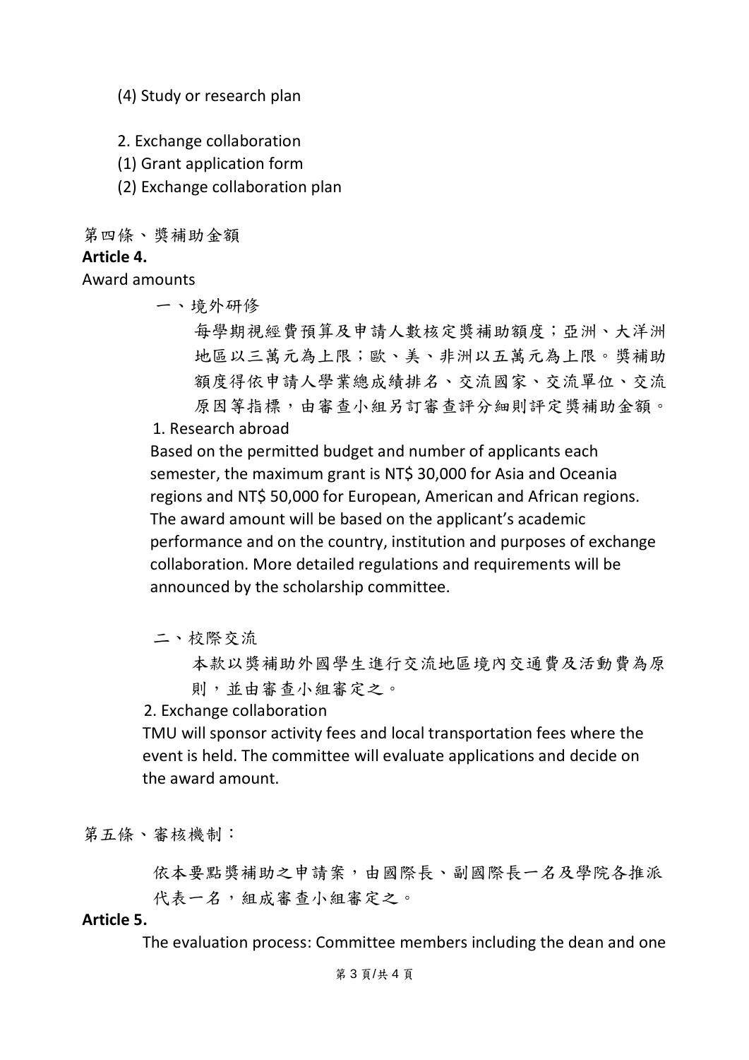(4) Study or research plan

2. Exchange collaboration
(1) Grant application form
(2) Exchange collaboration plan

第四條、獎補助金額

**Article 4.**

Award amounts

一、境外研修

每學期視經費預算及申請人數核定獎補助額度；亞洲、大洋洲地區以三萬元為上限；歐、美、非洲以五萬元為上限。獎補助額度得依申請人學業總成績排名、交流國家、交流單位、交流原因等指標，由審查小組另訂審查評分細則評定獎補助金額。

1. Research abroad

Based on the permitted budget and number of applicants each semester, the maximum grant is NT$ 30,000 for Asia and Oceania regions and NT$ 50,000 for European, American and African regions. The award amount will be based on the applicant's academic performance and on the country, institution and purposes of exchange collaboration. More detailed regulations and requirements will be announced by the scholarship committee.

二、校際交流

本款以獎補助外國學生進行交流地區境內交通費及活動費為原則，並由審查小組審定之。

2. Exchange collaboration

TMU will sponsor activity fees and local transportation fees where the event is held. The committee will evaluate applications and decide on the award amount.

第五條、審核機制：

依本要點獎補助之申請案，由國際長、副國際長一名及學院各推派代表一名，組成審查小組審定之。

**Article 5.**

The evaluation process: Committee members including the dean and one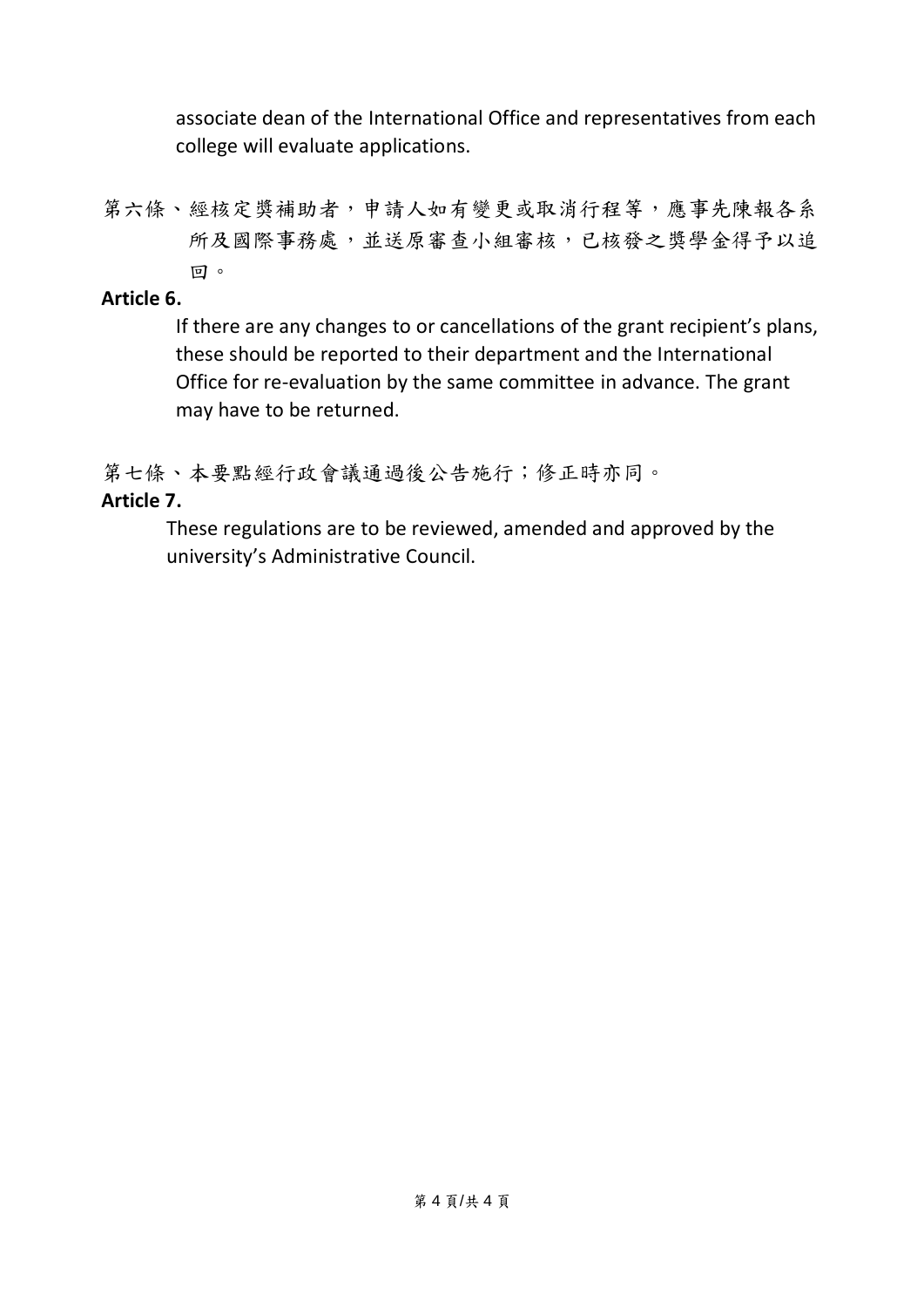associate dean of the International Office and representatives from each college will evaluate applications.

第六條、經核定獎補助者，申請人如有變更或取消行程等，應事先陳報各系所及國際事務處，並送原審查小組審核，已核發之獎學金得予以追回。

**Article 6.**

If there are any changes to or cancellations of the grant recipient's plans, these should be reported to their department and the International Office for re-evaluation by the same committee in advance. The grant may have to be returned.

第七條、本要點經行政會議通過後公告施行；修正時亦同。

**Article 7.**

These regulations are to be reviewed, amended and approved by the university's Administrative Council.